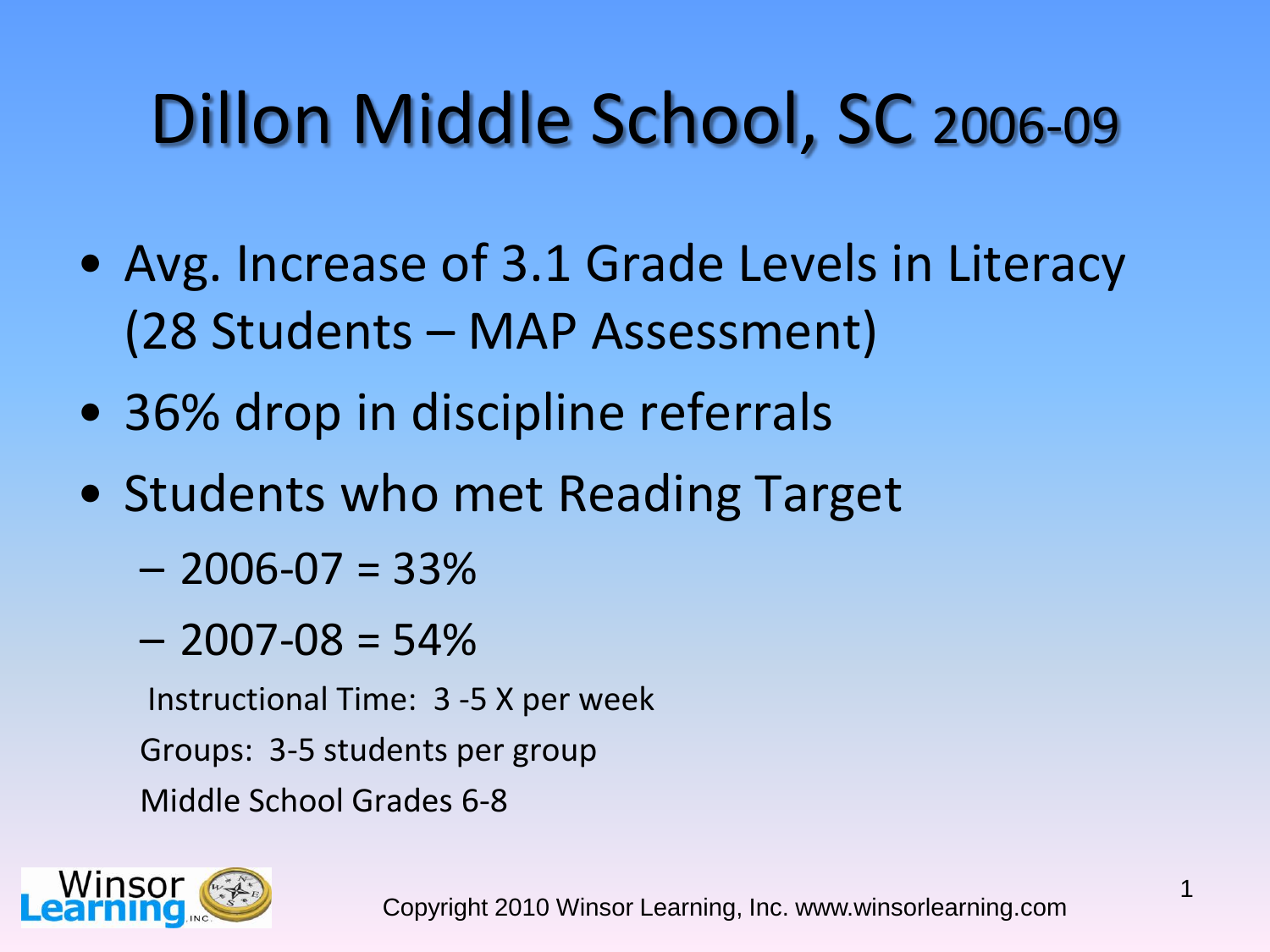# Dillon Middle School, SC 2006-09

- Avg. Increase of 3.1 Grade Levels in Literacy (28 Students – MAP Assessment)
- 36% drop in discipline referrals
- Students who met Reading Target
  - 2006-07 = 33%
  - 2007-08 = 54%

Instructional Time: 3 -5 X per week

Groups: 3-5 students per group

Middle School Grades 6-8

Copyright 2010 Winsor Learning, Inc. www.winsorlearning.com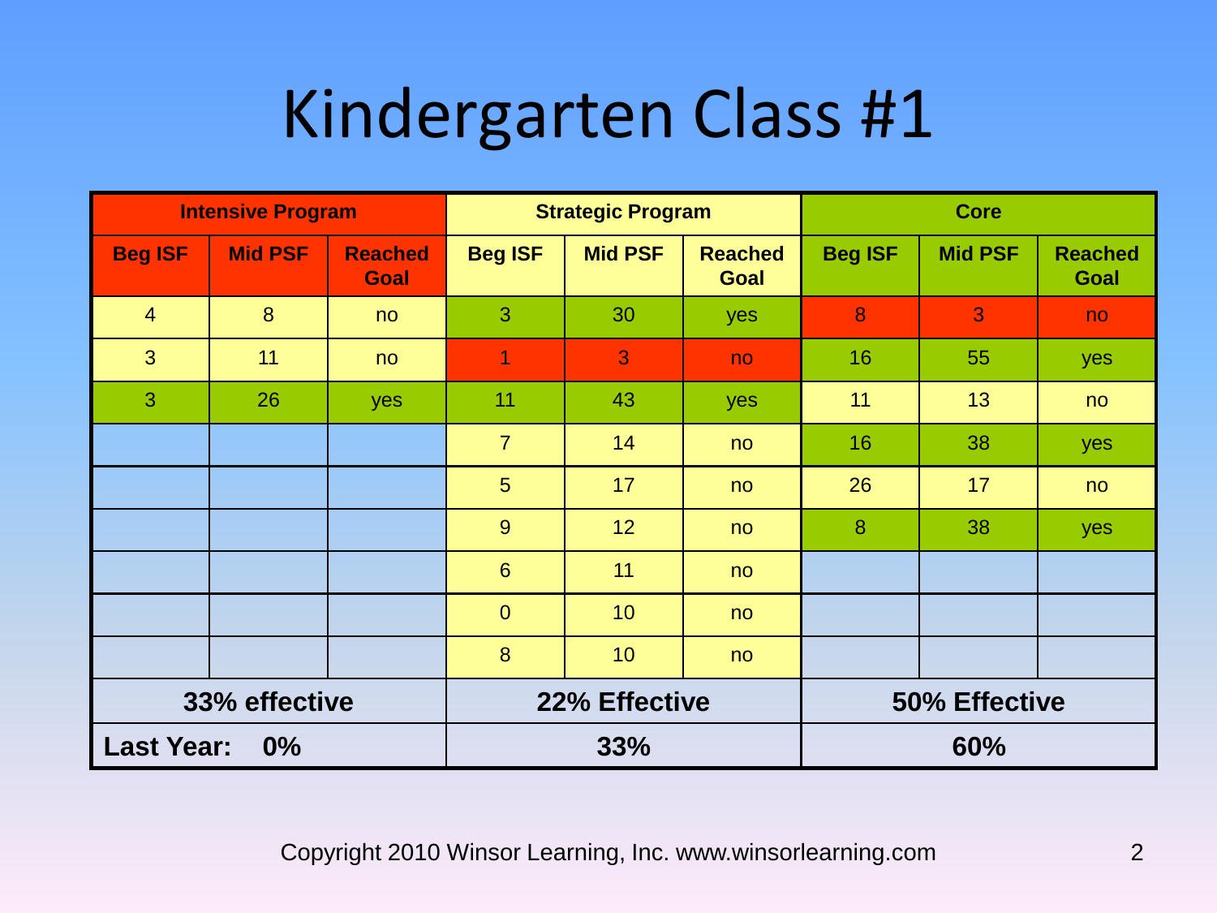# Kindergarten Class #1

| Intensive Program | | | Strategic Program | | | Core | | |
|---|---|---|---|---|---|---|---|---|
| Beg ISF | Mid PSF | Reached Goal | Beg ISF | Mid PSF | Reached Goal | Beg ISF | Mid PSF | Reached Goal |
| 4 | 8 | no | 3 | 30 | yes | 8 | 3 | no |
| 3 | 11 | no | 1 | 3 | no | 16 | 55 | yes |
| 3 | 26 | yes | 11 | 43 | yes | 11 | 13 | no |
| | | | 7 | 14 | no | 16 | 38 | yes |
| | | | 5 | 17 | no | 26 | 17 | no |
| | | | 9 | 12 | no | 8 | 38 | yes |
| | | | 6 | 11 | no | | | |
| | | | 0 | 10 | no | | | |
| | | | 8 | 10 | no | | | |
| **33% effective** | | | **22% Effective** | | | **50% Effective** | | |
| **Last Year: 0%** | | | **33%** | | | **60%** | | |

Copyright 2010 Winsor Learning, Inc. www.winsorlearning.com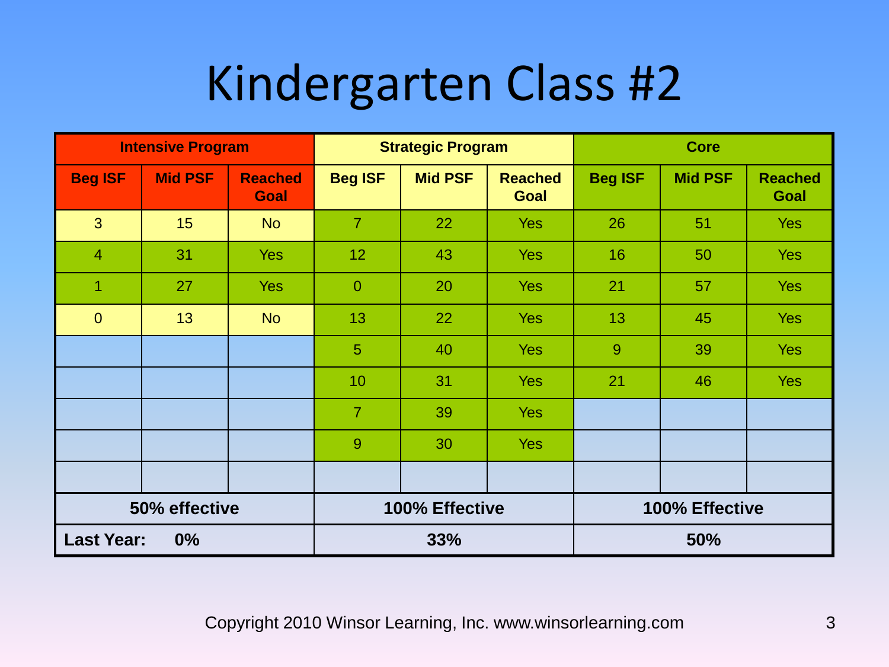# Kindergarten Class #2

| Intensive Program | | | Strategic Program | | | Core | | |
|---|---|---|---|---|---|---|---|---|
| Beg ISF | Mid PSF | Reached Goal | Beg ISF | Mid PSF | Reached Goal | Beg ISF | Mid PSF | Reached Goal |
| 3 | 15 | No | 7 | 22 | Yes | 26 | 51 | Yes |
| 4 | 31 | Yes | 12 | 43 | Yes | 16 | 50 | Yes |
| 1 | 27 | Yes | 0 | 20 | Yes | 21 | 57 | Yes |
| 0 | 13 | No | 13 | 22 | Yes | 13 | 45 | Yes |
| | | | 5 | 40 | Yes | 9 | 39 | Yes |
| | | | 10 | 31 | Yes | 21 | 46 | Yes |
| | | | 7 | 39 | Yes | | | |
| | | | 9 | 30 | Yes | | | |
| | | | | | | | | |
| **50% effective** | | | **100% Effective** | | | **100% Effective** | | |
| **Last Year: 0%** | | | **33%** | | | **50%** | | |

Copyright 2010 Winsor Learning, Inc. www.winsorlearning.com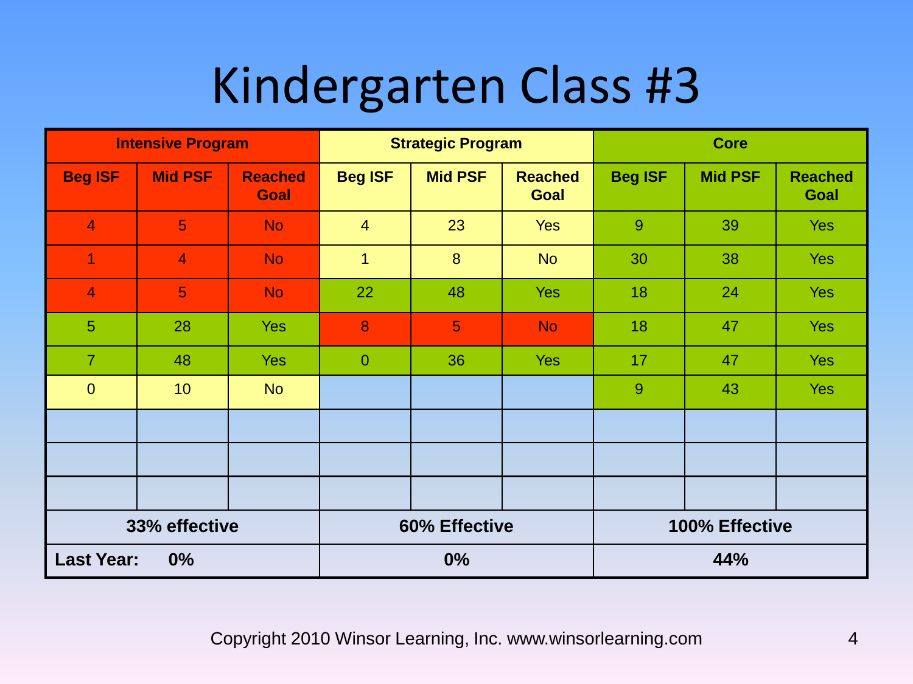# Kindergarten Class #3

| Intensive Program | | | Strategic Program | | | Core | | |
|---|---|---|---|---|---|---|---|---|
| **Beg ISF** | **Mid PSF** | **Reached Goal** | **Beg ISF** | **Mid PSF** | **Reached Goal** | **Beg ISF** | **Mid PSF** | **Reached Goal** |
| 4 | 5 | No | 4 | 23 | Yes | 9 | 39 | Yes |
| 1 | 4 | No | 1 | 8 | No | 30 | 38 | Yes |
| 4 | 5 | No | 22 | 48 | Yes | 18 | 24 | Yes |
| 5 | 28 | Yes | 8 | 5 | No | 18 | 47 | Yes |
| 7 | 48 | Yes | 0 | 36 | Yes | 17 | 47 | Yes |
| 0 | 10 | No | | | | 9 | 43 | Yes |
| | | | | | | | | |
| | | | | | | | | |
| | | | | | | | | |
| **33% effective** | | | **60% Effective** | | | **100% Effective** | | |
| **Last Year: 0%** | | | **0%** | | | **44%** | | |

Copyright 2010 Winsor Learning, Inc. www.winsorlearning.com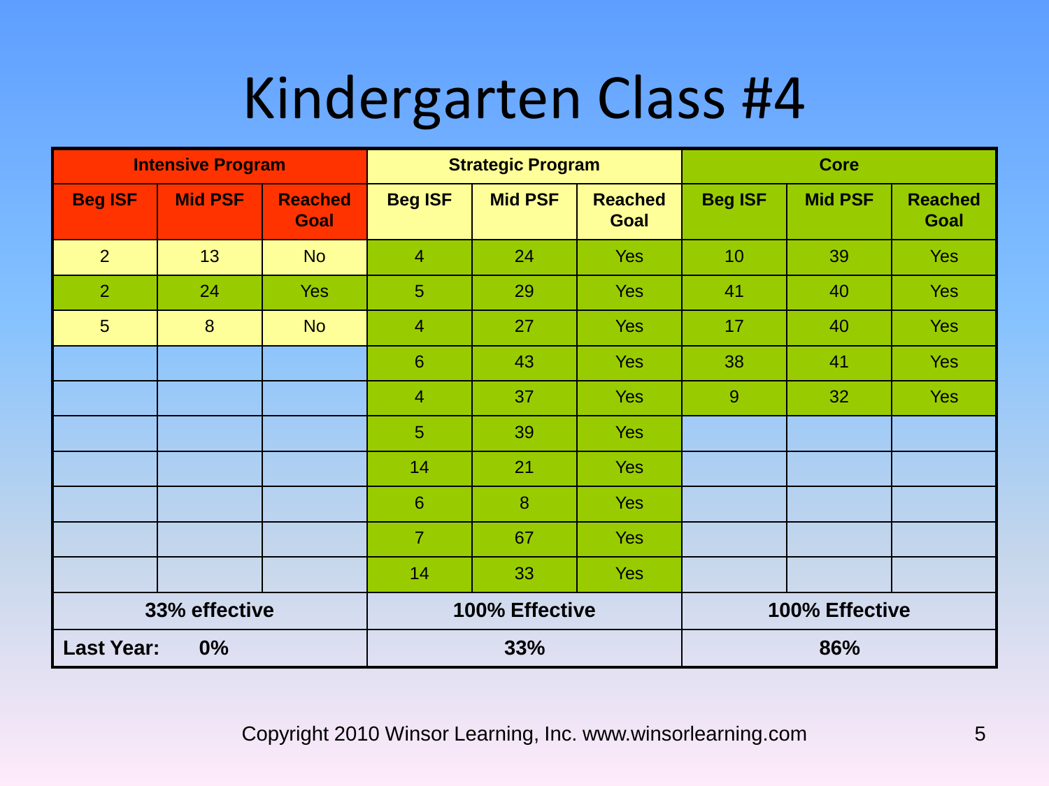# Kindergarten Class #4

| Intensive Program | | | Strategic Program | | | Core | | |
|---|---|---|---|---|---|---|---|---|
| Beg ISF | Mid PSF | Reached Goal | Beg ISF | Mid PSF | Reached Goal | Beg ISF | Mid PSF | Reached Goal |
| 2 | 13 | No | 4 | 24 | Yes | 10 | 39 | Yes |
| 2 | 24 | Yes | 5 | 29 | Yes | 41 | 40 | Yes |
| 5 | 8 | No | 4 | 27 | Yes | 17 | 40 | Yes |
| | | | 6 | 43 | Yes | 38 | 41 | Yes |
| | | | 4 | 37 | Yes | 9 | 32 | Yes |
| | | | 5 | 39 | Yes | | | |
| | | | 14 | 21 | Yes | | | |
| | | | 6 | 8 | Yes | | | |
| | | | 7 | 67 | Yes | | | |
| | | | 14 | 33 | Yes | | | |
| **33% effective** | | | **100% Effective** | | | **100% Effective** | | |
| **Last Year: 0%** | | | **33%** | | | **86%** | | |

Copyright 2010 Winsor Learning, Inc. www.winsorlearning.com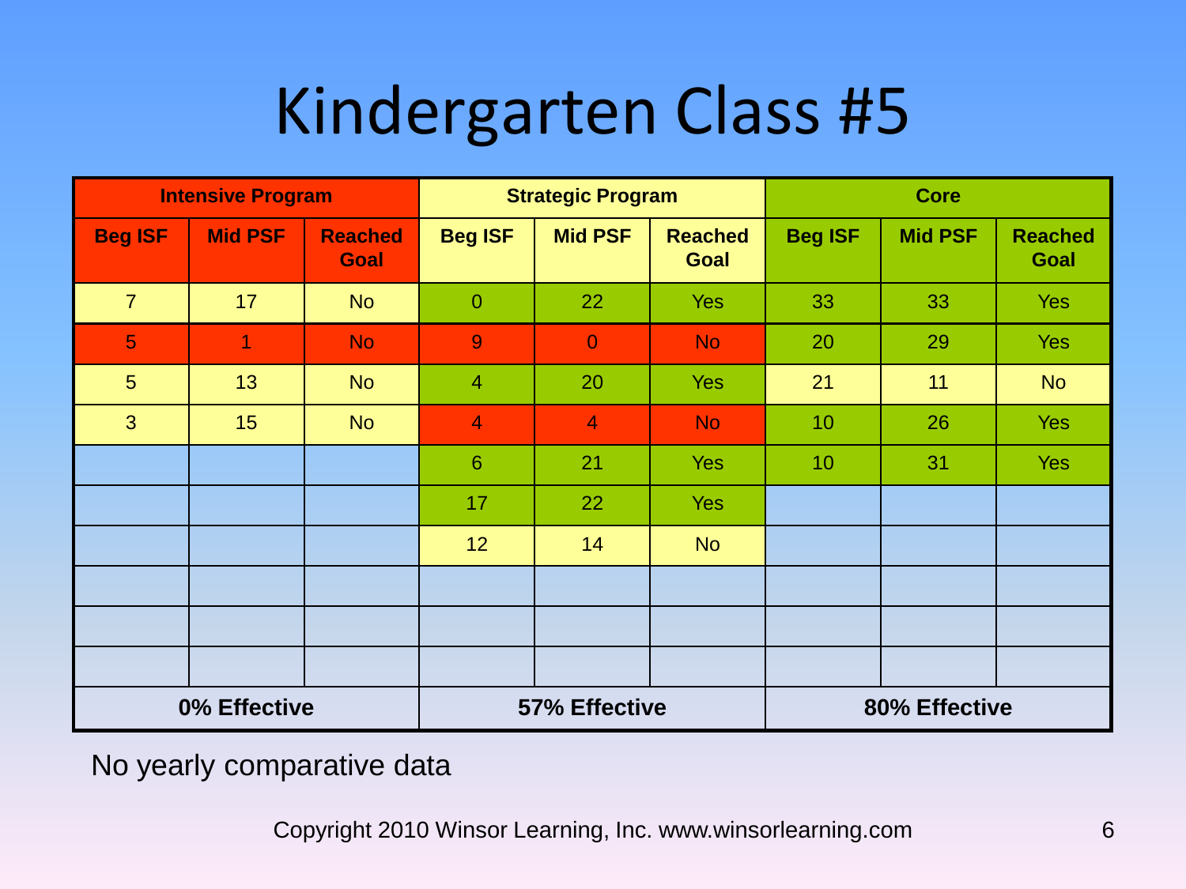# Kindergarten Class #5

| Intensive Program | | | Strategic Program | | | Core | | |
|---|---|---|---|---|---|---|---|---|
| Beg ISF | Mid PSF | Reached Goal | Beg ISF | Mid PSF | Reached Goal | Beg ISF | Mid PSF | Reached Goal |
| 7 | 17 | No | 0 | 22 | Yes | 33 | 33 | Yes |
| 5 | 1 | No | 9 | 0 | No | 20 | 29 | Yes |
| 5 | 13 | No | 4 | 20 | Yes | 21 | 11 | No |
| 3 | 15 | No | 4 | 4 | No | 10 | 26 | Yes |
| | | | 6 | 21 | Yes | 10 | 31 | Yes |
| | | | 17 | 22 | Yes | | | |
| | | | 12 | 14 | No | | | |
| | | | | | | | | |
| | | | | | | | | |
| | | | | | | | | |
| **0% Effective** | | | **57% Effective** | | | **80% Effective** | | |

No yearly comparative data

Copyright 2010 Winsor Learning, Inc. www.winsorlearning.com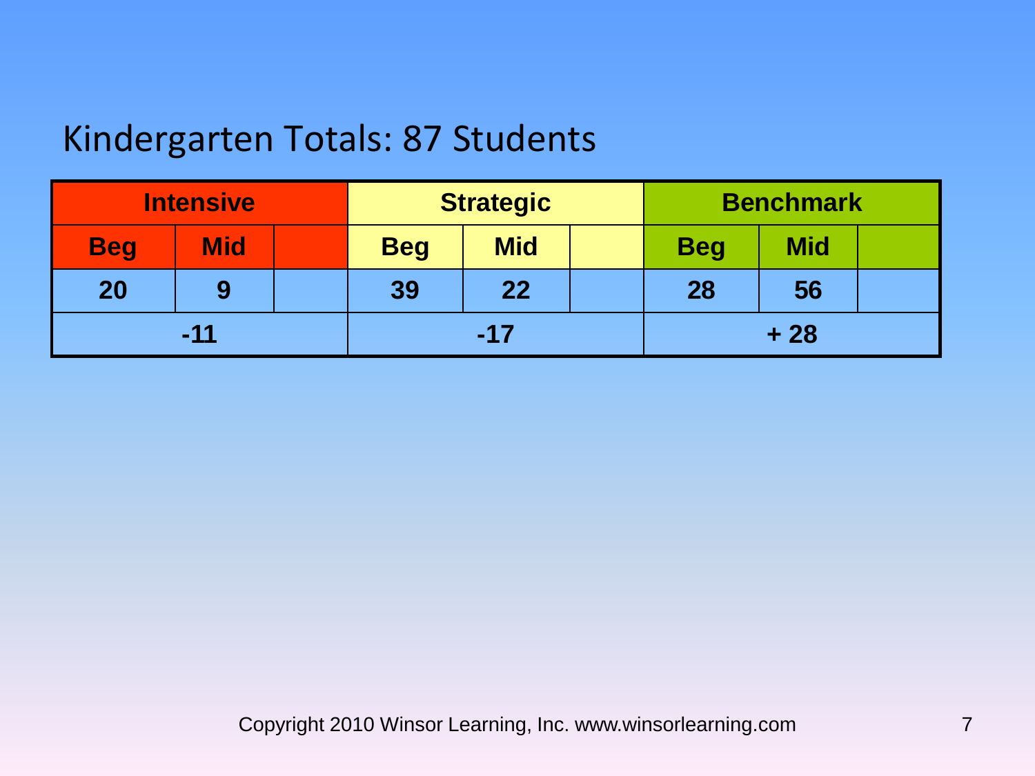## Kindergarten Totals: 87 Students

| Intensive | | | Strategic | | | Benchmark | | |
|---|---|---|---|---|---|---|---|---|
| Beg | Mid | | Beg | Mid | | Beg | Mid | |
| 20 | 9 | | 39 | 22 | | 28 | 56 | |
| -11 | | | -17 | | | + 28 | | |

Copyright 2010 Winsor Learning, Inc. www.winsorlearning.com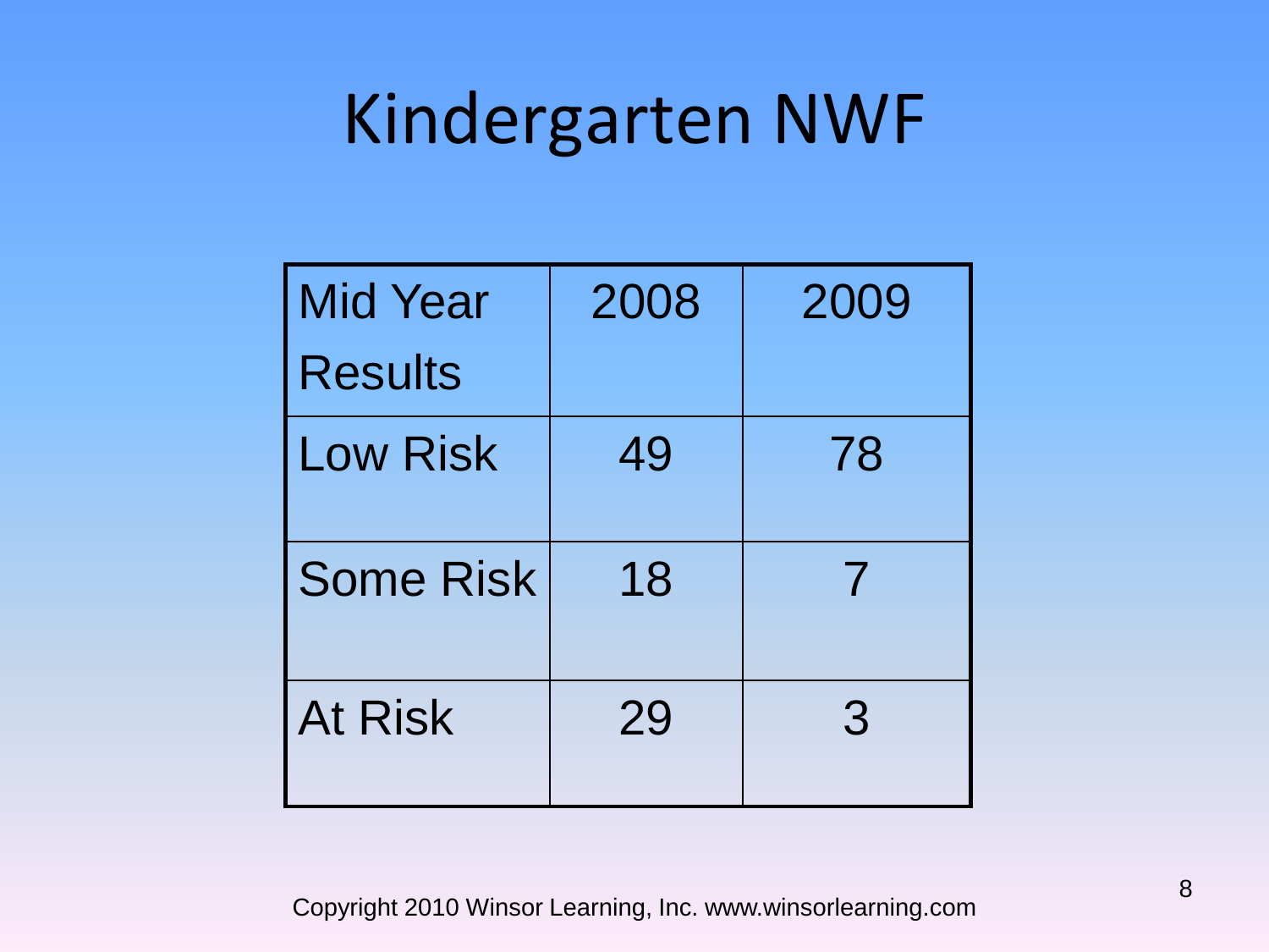# Kindergarten NWF

| Mid Year Results | 2008 | 2009 |
|---|---|---|
| Low Risk | 49 | 78 |
| Some Risk | 18 | 7 |
| At Risk | 29 | 3 |

Copyright 2010 Winsor Learning, Inc. www.winsorlearning.com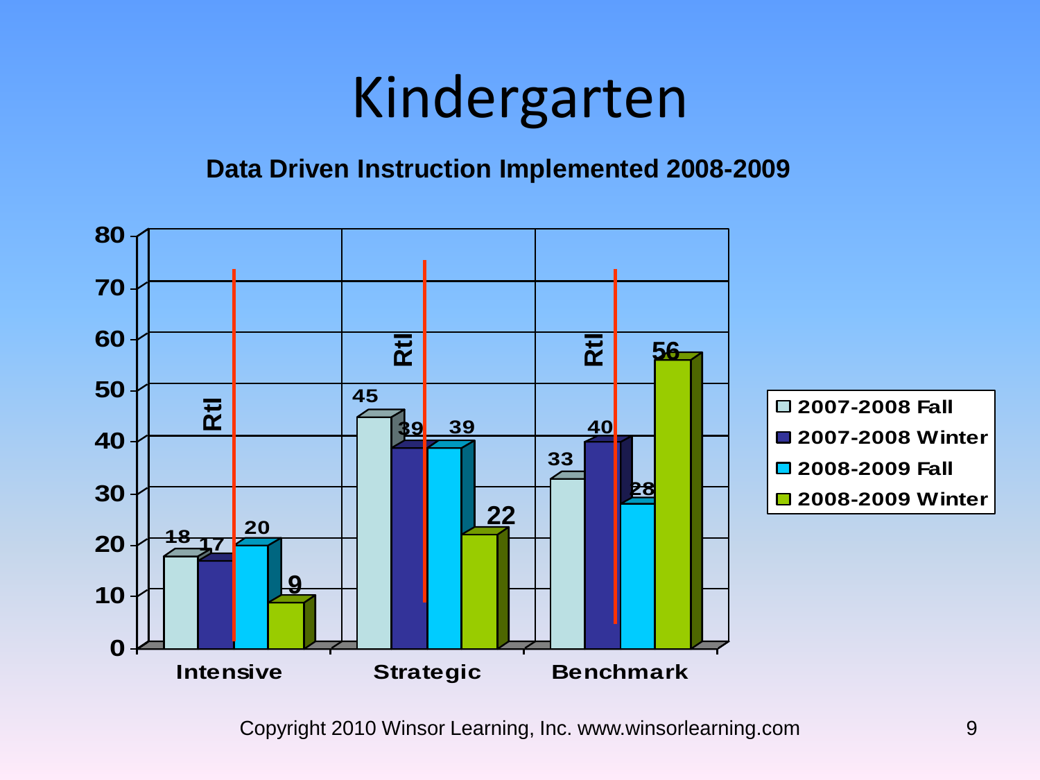# Kindergarten

**Data Driven Instruction Implemented 2008-2009**

| | 2007-2008 Fall | 2007-2008 Winter | 2008-2009 Fall | 2008-2009 Winter |
|---|---|---|---|---|
| Intensive | 18 | 17 | 20 | 9 |
| Strategic | 45 | 39 | 39 | 22 |
| Benchmark | 33 | 40 | 28 | 56 |

RtI

Copyright 2010 Winsor Learning, Inc. www.winsorlearning.com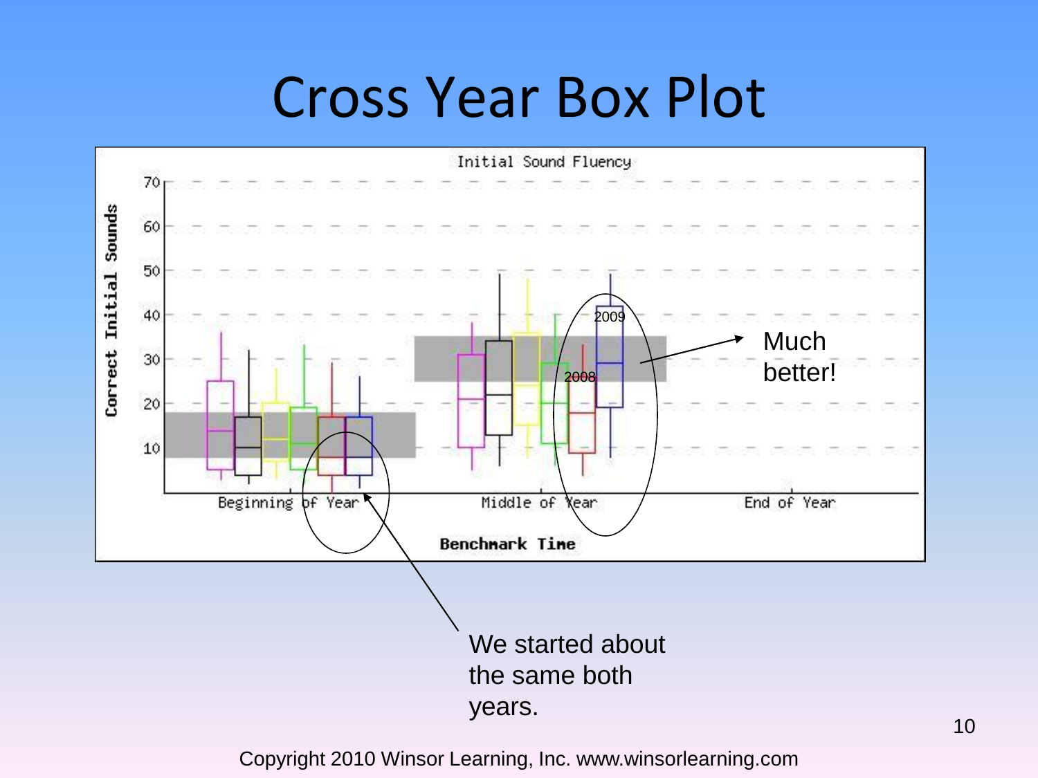# Cross Year Box Plot

Initial Sound Fluency

Correct Initial Sounds

70
60
50
40
30
20
10

Beginning of Year

Middle of Year

End of Year

Benchmark Time

2009

2008

Much better!

We started about the same both years.

Copyright 2010 Winsor Learning, Inc. www.winsorlearning.com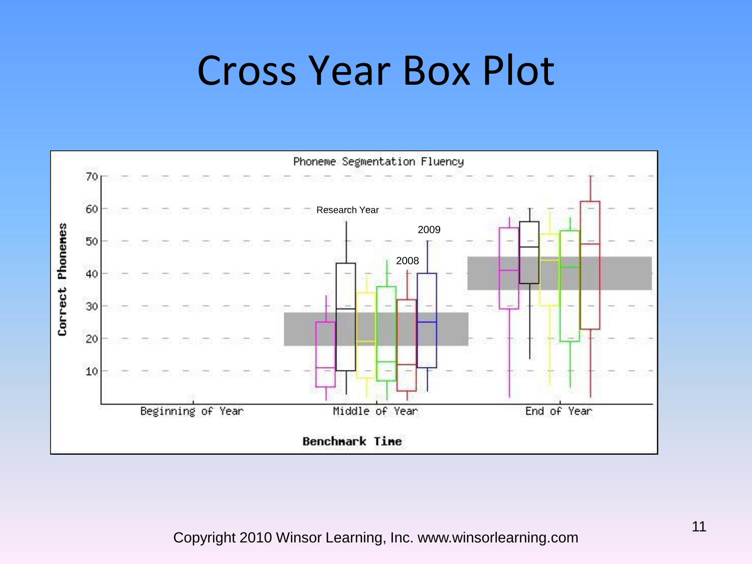# Cross Year Box Plot

Phoneme Segmentation Fluency

Correct Phonemes

70
60
50
40
30
20
10

Research Year

2009

2008

Beginning of Year

Middle of Year

End of Year

Benchmark Time

Copyright 2010 Winsor Learning, Inc. www.winsorlearning.com